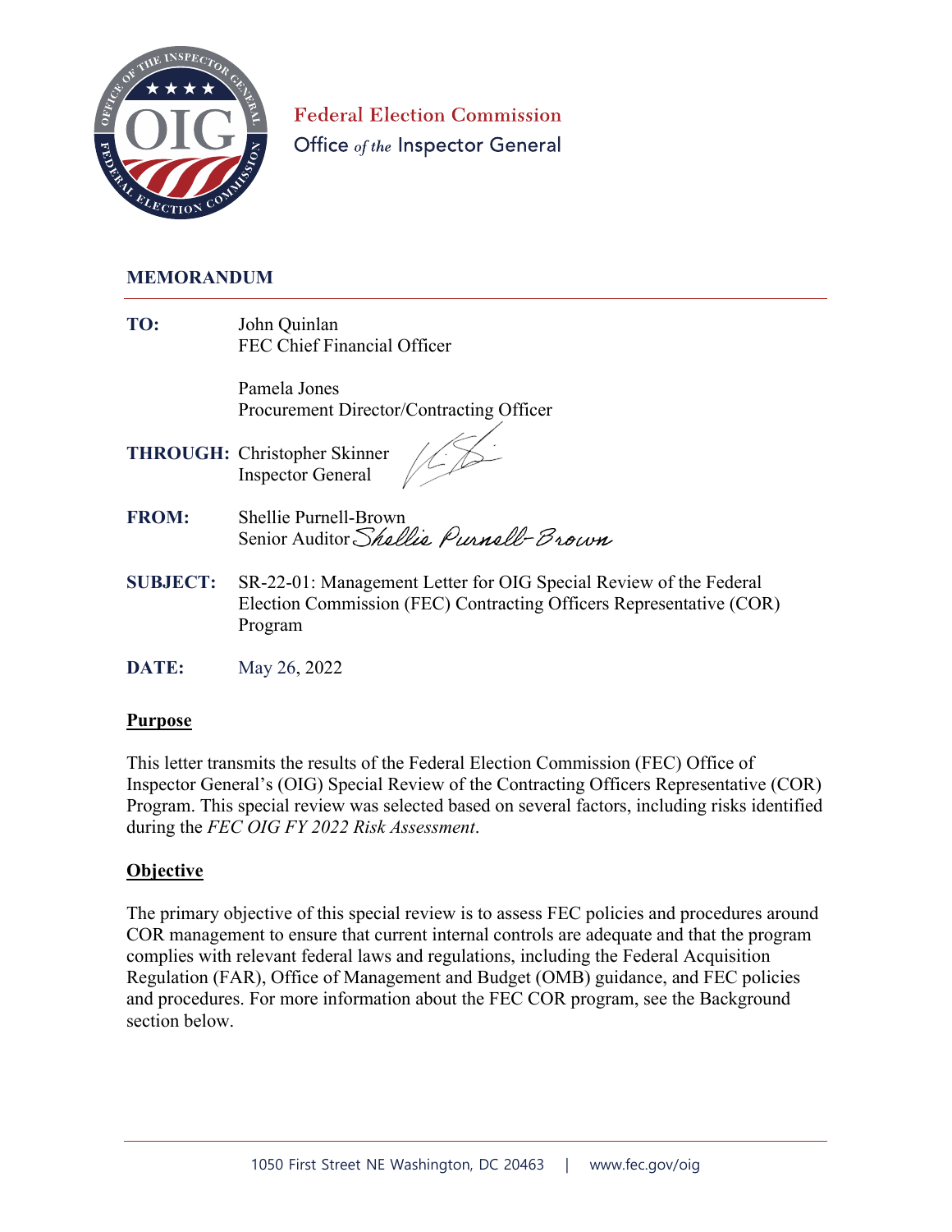Federal Election Commission
Office *of the* Inspector General

## MEMORANDUM

**TO:** John Quinlan
FEC Chief Financial Officer

Pamela Jones
Procurement Director/Contracting Officer

**THROUGH:** Christopher Skinner
Inspector General

**FROM:** Shellie Purnell-Brown
Senior Auditor

**SUBJECT:** SR-22-01: Management Letter for OIG Special Review of the Federal Election Commission (FEC) Contracting Officers Representative (COR) Program

**DATE:** May 26, 2022

### Purpose

This letter transmits the results of the Federal Election Commission (FEC) Office of Inspector General's (OIG) Special Review of the Contracting Officers Representative (COR) Program. This special review was selected based on several factors, including risks identified during the *FEC OIG FY 2022 Risk Assessment*.

### Objective

The primary objective of this special review is to assess FEC policies and procedures around COR management to ensure that current internal controls are adequate and that the program complies with relevant federal laws and regulations, including the Federal Acquisition Regulation (FAR), Office of Management and Budget (OMB) guidance, and FEC policies and procedures. For more information about the FEC COR program, see the Background section below.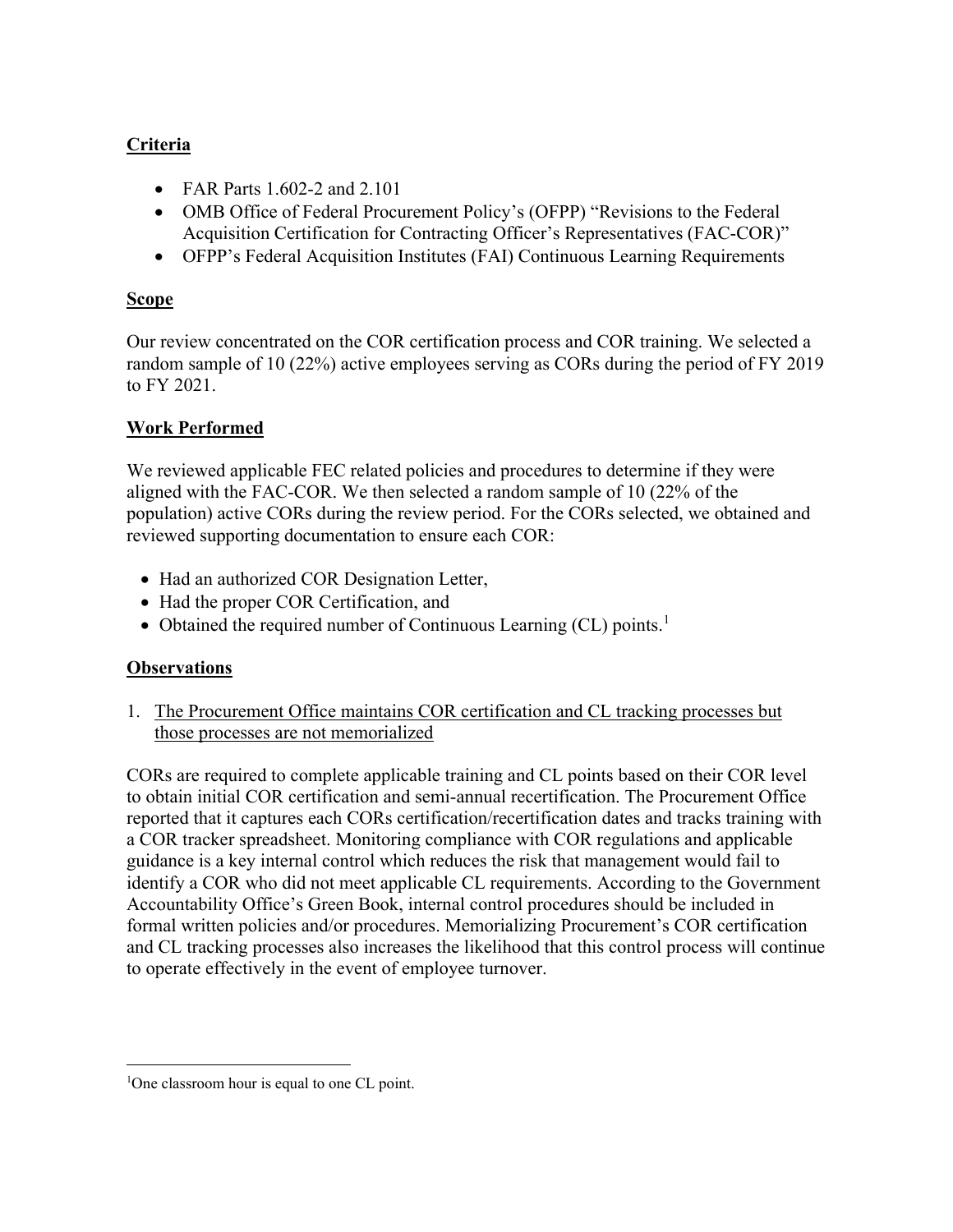## Criteria

- FAR Parts 1.602-2 and 2.101
- OMB Office of Federal Procurement Policy's (OFPP) "Revisions to the Federal Acquisition Certification for Contracting Officer's Representatives (FAC-COR)"
- OFPP's Federal Acquisition Institutes (FAI) Continuous Learning Requirements

## Scope

Our review concentrated on the COR certification process and COR training. We selected a random sample of 10 (22%) active employees serving as CORs during the period of FY 2019 to FY 2021.

## Work Performed

We reviewed applicable FEC related policies and procedures to determine if they were aligned with the FAC-COR. We then selected a random sample of 10 (22% of the population) active CORs during the review period. For the CORs selected, we obtained and reviewed supporting documentation to ensure each COR:

- Had an authorized COR Designation Letter,
- Had the proper COR Certification, and
- Obtained the required number of Continuous Learning (CL) points.[1]

## Observations

1. <u>The Procurement Office maintains COR certification and CL tracking processes but those processes are not memorialized</u>

CORs are required to complete applicable training and CL points based on their COR level to obtain initial COR certification and semi-annual recertification. The Procurement Office reported that it captures each CORs certification/recertification dates and tracks training with a COR tracker spreadsheet. Monitoring compliance with COR regulations and applicable guidance is a key internal control which reduces the risk that management would fail to identify a COR who did not meet applicable CL requirements. According to the Government Accountability Office's Green Book, internal control procedures should be included in formal written policies and/or procedures. Memorializing Procurement's COR certification and CL tracking processes also increases the likelihood that this control process will continue to operate effectively in the event of employee turnover.

---

[1]One classroom hour is equal to one CL point.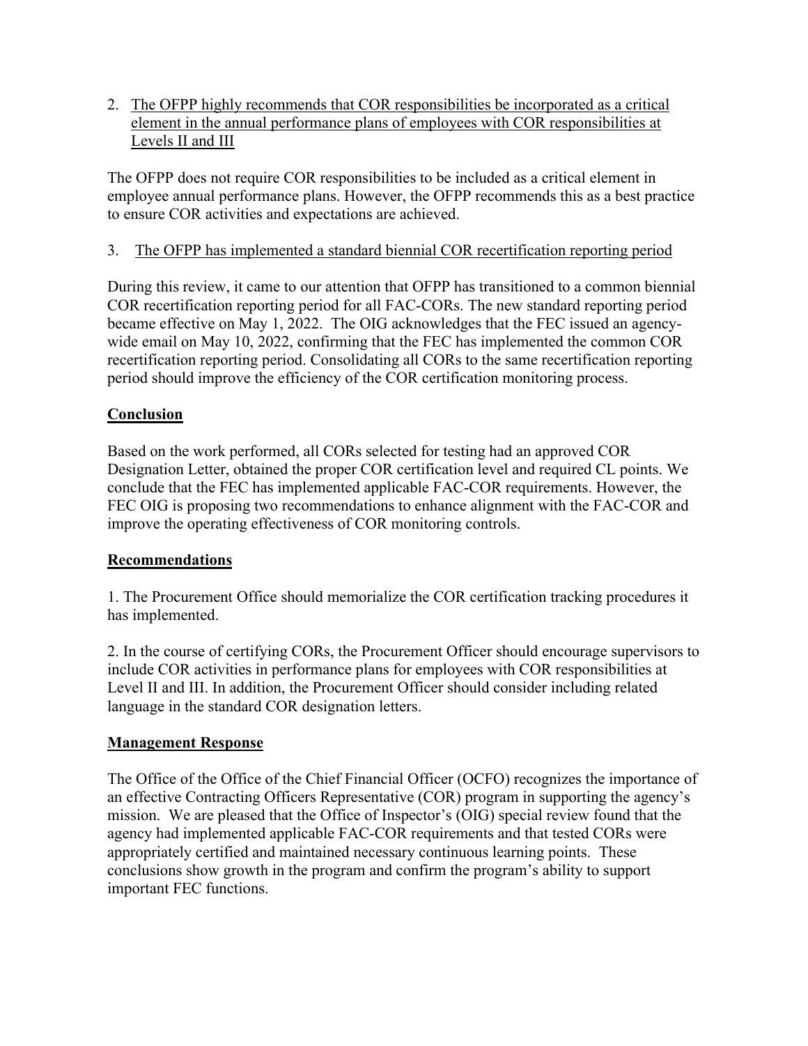2. <u>The OFPP highly recommends that COR responsibilities be incorporated as a critical element in the annual performance plans of employees with COR responsibilities at Levels II and III</u>

The OFPP does not require COR responsibilities to be included as a critical element in employee annual performance plans. However, the OFPP recommends this as a best practice to ensure COR activities and expectations are achieved.

3. <u>The OFPP has implemented a standard biennial COR recertification reporting period</u>

During this review, it came to our attention that OFPP has transitioned to a common biennial COR recertification reporting period for all FAC-CORs. The new standard reporting period became effective on May 1, 2022. The OIG acknowledges that the FEC issued an agency-wide email on May 10, 2022, confirming that the FEC has implemented the common COR recertification reporting period. Consolidating all CORs to the same recertification reporting period should improve the efficiency of the COR certification monitoring process.

## Conclusion

Based on the work performed, all CORs selected for testing had an approved COR Designation Letter, obtained the proper COR certification level and required CL points. We conclude that the FEC has implemented applicable FAC-COR requirements. However, the FEC OIG is proposing two recommendations to enhance alignment with the FAC-COR and improve the operating effectiveness of COR monitoring controls.

## Recommendations

1. The Procurement Office should memorialize the COR certification tracking procedures it has implemented.

2. In the course of certifying CORs, the Procurement Officer should encourage supervisors to include COR activities in performance plans for employees with COR responsibilities at Level II and III. In addition, the Procurement Officer should consider including related language in the standard COR designation letters.

## Management Response

The Office of the Office of the Chief Financial Officer (OCFO) recognizes the importance of an effective Contracting Officers Representative (COR) program in supporting the agency's mission. We are pleased that the Office of Inspector's (OIG) special review found that the agency had implemented applicable FAC-COR requirements and that tested CORs were appropriately certified and maintained necessary continuous learning points. These conclusions show growth in the program and confirm the program's ability to support important FEC functions.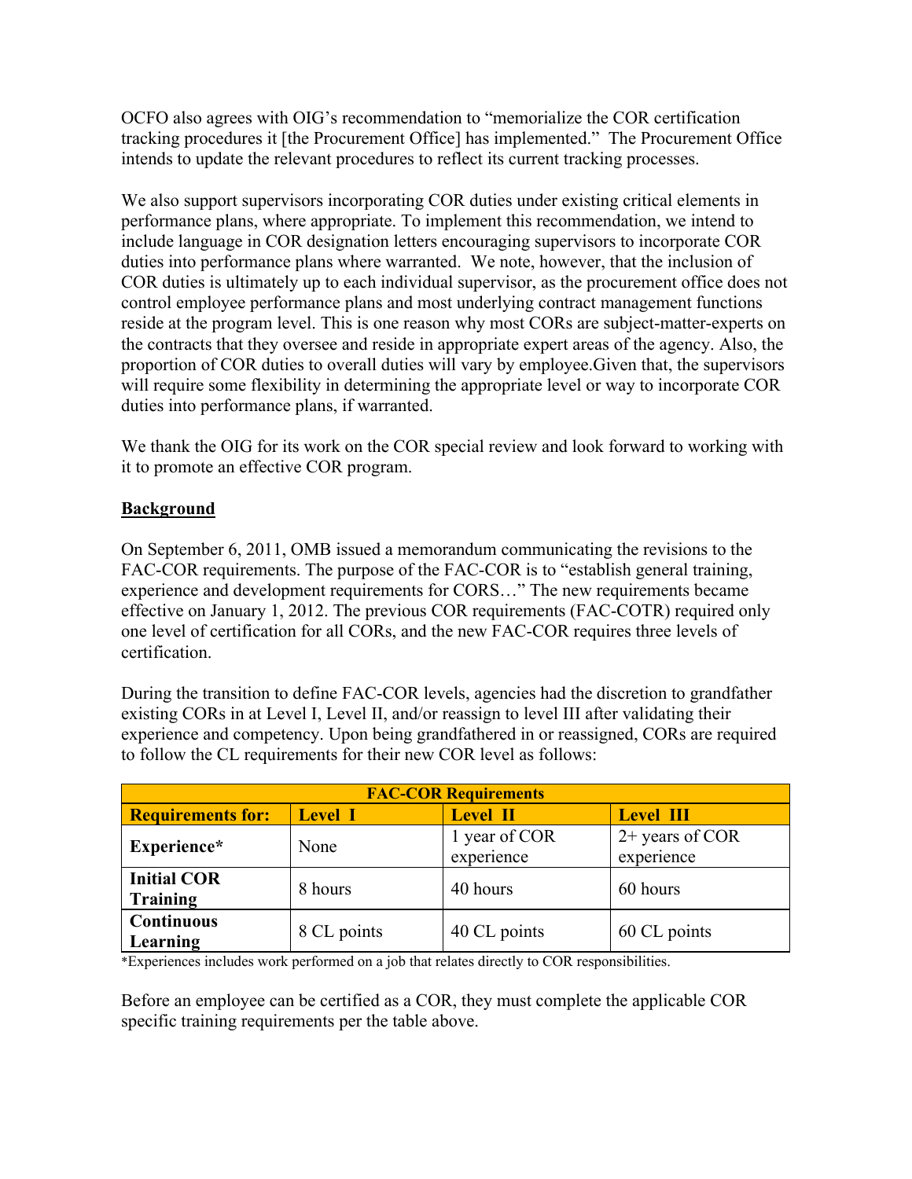OCFO also agrees with OIG's recommendation to "memorialize the COR certification tracking procedures it [the Procurement Office] has implemented." The Procurement Office intends to update the relevant procedures to reflect its current tracking processes.

We also support supervisors incorporating COR duties under existing critical elements in performance plans, where appropriate. To implement this recommendation, we intend to include language in COR designation letters encouraging supervisors to incorporate COR duties into performance plans where warranted. We note, however, that the inclusion of COR duties is ultimately up to each individual supervisor, as the procurement office does not control employee performance plans and most underlying contract management functions reside at the program level. This is one reason why most CORs are subject-matter-experts on the contracts that they oversee and reside in appropriate expert areas of the agency. Also, the proportion of COR duties to overall duties will vary by employee.Given that, the supervisors will require some flexibility in determining the appropriate level or way to incorporate COR duties into performance plans, if warranted.

We thank the OIG for its work on the COR special review and look forward to working with it to promote an effective COR program.

**Background**

On September 6, 2011, OMB issued a memorandum communicating the revisions to the FAC-COR requirements. The purpose of the FAC-COR is to "establish general training, experience and development requirements for CORS…" The new requirements became effective on January 1, 2012. The previous COR requirements (FAC-COTR) required only one level of certification for all CORs, and the new FAC-COR requires three levels of certification.

During the transition to define FAC-COR levels, agencies had the discretion to grandfather existing CORs in at Level I, Level II, and/or reassign to level III after validating their experience and competency. Upon being grandfathered in or reassigned, CORs are required to follow the CL requirements for their new COR level as follows:

| FAC-COR Requirements | | | |
|---|---|---|---|
| **Requirements for:** | **Level I** | **Level II** | **Level III** |
| **Experience*** | None | 1 year of COR experience | 2+ years of COR experience |
| **Initial COR Training** | 8 hours | 40 hours | 60 hours |
| **Continuous Learning** | 8 CL points | 40 CL points | 60 CL points |

*Experiences includes work performed on a job that relates directly to COR responsibilities.

Before an employee can be certified as a COR, they must complete the applicable COR specific training requirements per the table above.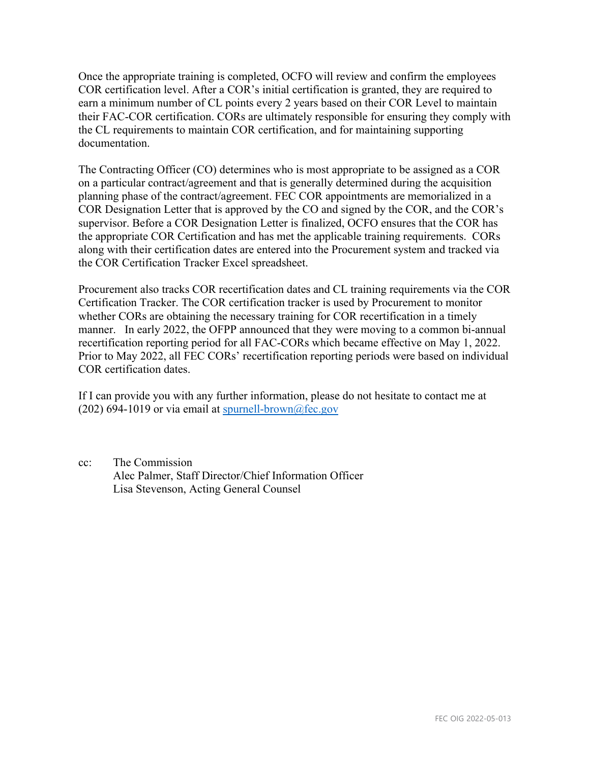Once the appropriate training is completed, OCFO will review and confirm the employees COR certification level. After a COR's initial certification is granted, they are required to earn a minimum number of CL points every 2 years based on their COR Level to maintain their FAC-COR certification. CORs are ultimately responsible for ensuring they comply with the CL requirements to maintain COR certification, and for maintaining supporting documentation.

The Contracting Officer (CO) determines who is most appropriate to be assigned as a COR on a particular contract/agreement and that is generally determined during the acquisition planning phase of the contract/agreement. FEC COR appointments are memorialized in a COR Designation Letter that is approved by the CO and signed by the COR, and the COR's supervisor. Before a COR Designation Letter is finalized, OCFO ensures that the COR has the appropriate COR Certification and has met the applicable training requirements. CORs along with their certification dates are entered into the Procurement system and tracked via the COR Certification Tracker Excel spreadsheet.

Procurement also tracks COR recertification dates and CL training requirements via the COR Certification Tracker. The COR certification tracker is used by Procurement to monitor whether CORs are obtaining the necessary training for COR recertification in a timely manner. In early 2022, the OFPP announced that they were moving to a common bi-annual recertification reporting period for all FAC-CORs which became effective on May 1, 2022. Prior to May 2022, all FEC CORs' recertification reporting periods were based on individual COR certification dates.

If I can provide you with any further information, please do not hesitate to contact me at (202) 694-1019 or via email at spurnell-brown@fec.gov

cc: The Commission
Alec Palmer, Staff Director/Chief Information Officer
Lisa Stevenson, Acting General Counsel